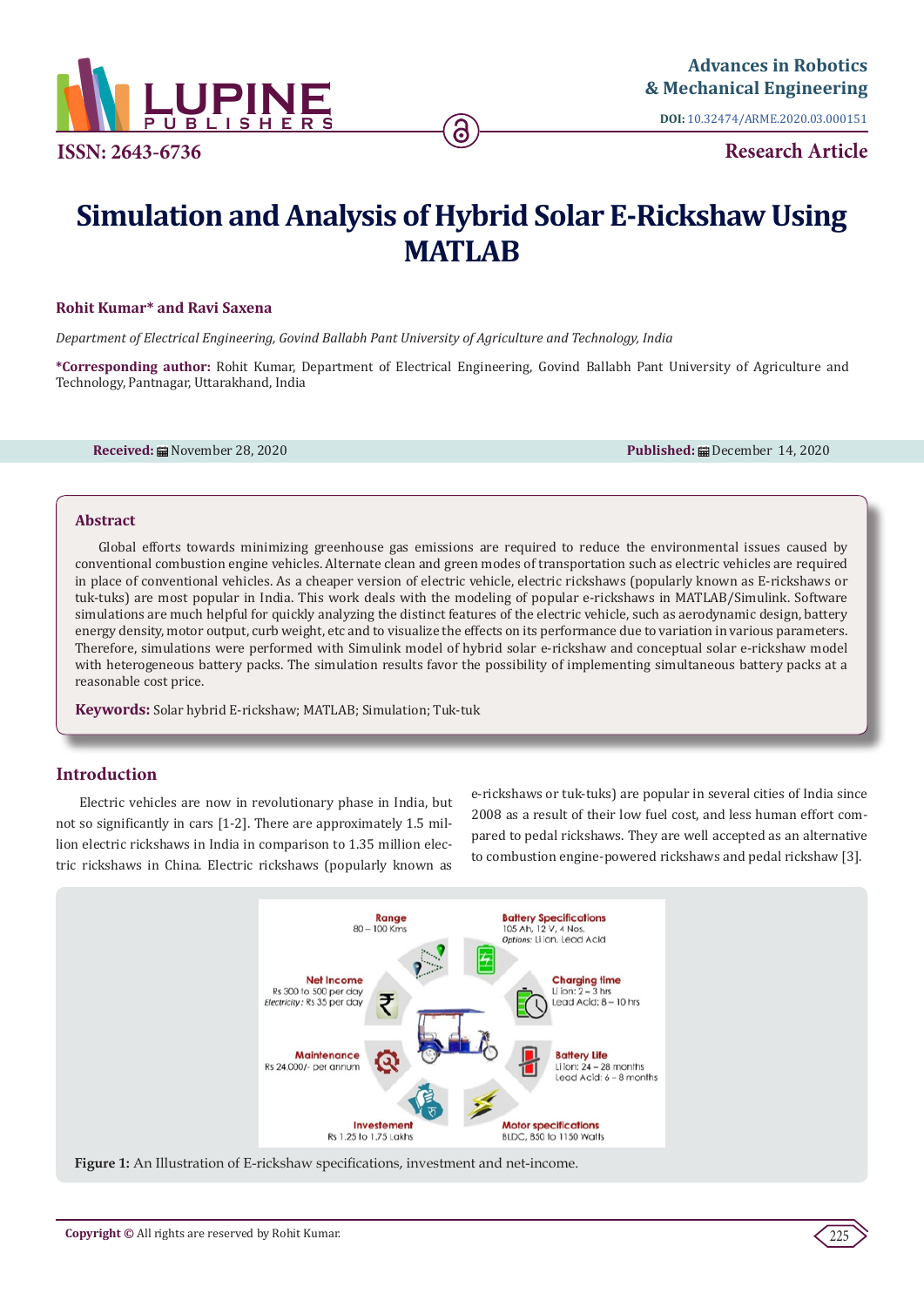# Simulation and Analysis of Hybrid Solar E-Rickshaw Using MATLAB

**Rohit Kumar* and Ravi Saxena**

*Department of Electrical Engineering, Govind Ballabh Pant University of Agriculture and Technology, India*

***Corresponding author:** Rohit Kumar, Department of Electrical Engineering, Govind Ballabh Pant University of Agriculture and Technology, Pantnagar, Uttarakhand, India

**Received:** November 28, 2020 **Published:** December 14, 2020

## Abstract

Global efforts towards minimizing greenhouse gas emissions are required to reduce the environmental issues caused by conventional combustion engine vehicles. Alternate clean and green modes of transportation such as electric vehicles are required in place of conventional vehicles. As a cheaper version of electric vehicle, electric rickshaws (popularly known as E-rickshaws or tuk-tuks) are most popular in India. This work deals with the modeling of popular e-rickshaws in MATLAB/Simulink. Software simulations are much helpful for quickly analyzing the distinct features of the electric vehicle, such as aerodynamic design, battery energy density, motor output, curb weight, etc and to visualize the effects on its performance due to variation in various parameters. Therefore, simulations were performed with Simulink model of hybrid solar e-rickshaw and conceptual solar e-rickshaw model with heterogeneous battery packs. The simulation results favor the possibility of implementing simultaneous battery packs at a reasonable cost price.

**Keywords:** Solar hybrid E-rickshaw; MATLAB; Simulation; Tuk-tuk

## Introduction

Electric vehicles are now in revolutionary phase in India, but not so significantly in cars [1-2]. There are approximately 1.5 million electric rickshaws in India in comparison to 1.35 million electric rickshaws in China. Electric rickshaws (popularly known as e-rickshaws or tuk-tuks) are popular in several cities of India since 2008 as a result of their low fuel cost, and less human effort compared to pedal rickshaws. They are well accepted as an alternative to combustion engine-powered rickshaws and pedal rickshaw [3].

**Range**
80 – 100 Kms

**Battery Specifications**
105 Ah, 12 V, 4 Nos.
*Options:* Li Ion, Lead Acid

**Net Income**
Rs 300 to 500 per day
*Electricity:* Rs 35 per day

**Charging time**
Li Ion: 2 – 3 hrs
Lead Acid: 8 – 10 hrs

**Maintenance**
Rs 24,000/- per annum

**Battery Life**
Li Ion: 24 – 28 months
Lead Acid: 6 – 8 months

**Investement**
Rs 1.25 to 1.75 Lakhs

**Motor specifications**
BLDC, 850 to 1150 Watts

**Figure 1:** An Illustration of E-rickshaw specifications, investment and net-income.

**Copyright ©** All rights are reserved by Rohit Kumar.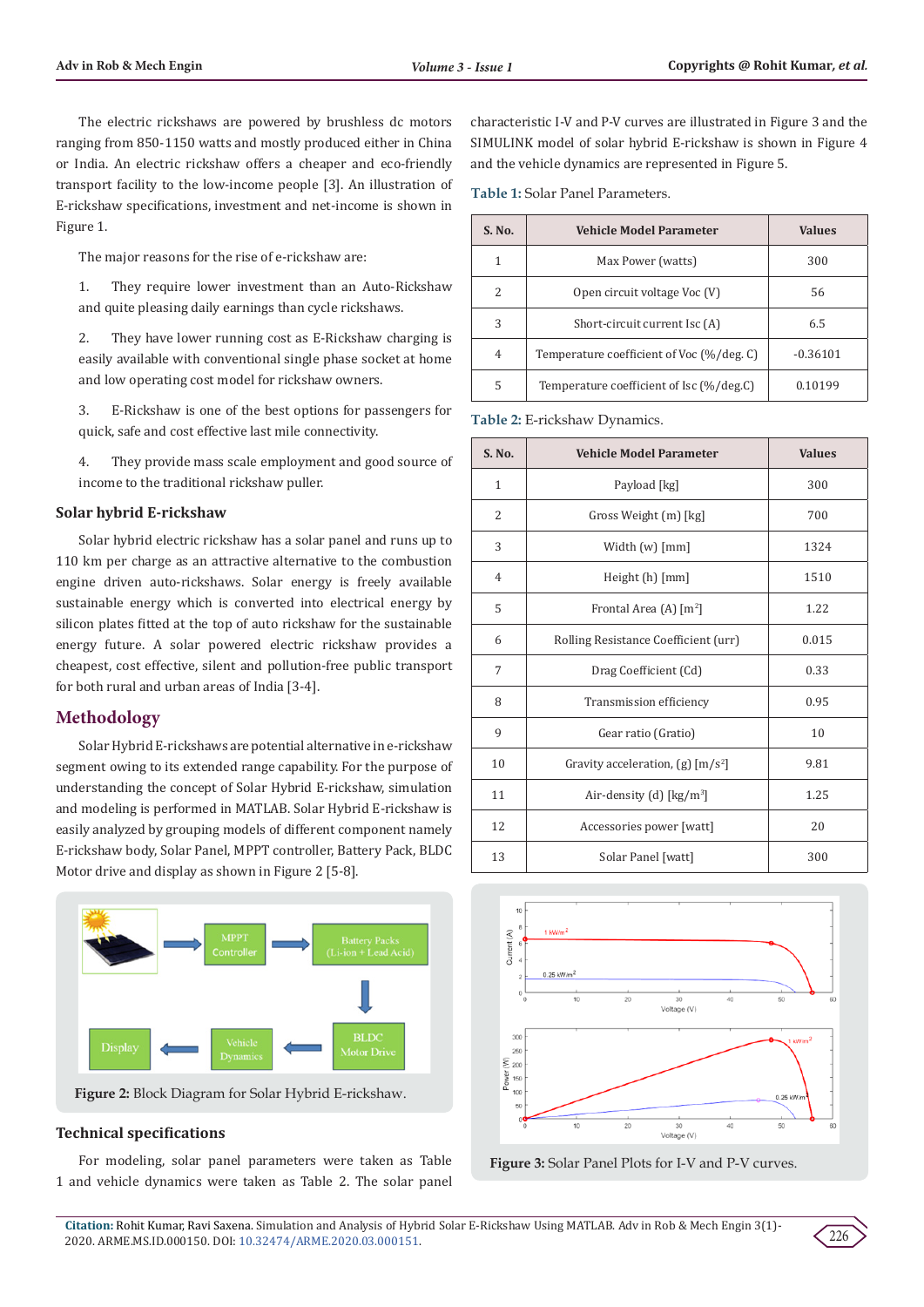The electric rickshaws are powered by brushless dc motors ranging from 850-1150 watts and mostly produced either in China or India. An electric rickshaw offers a cheaper and eco-friendly transport facility to the low-income people [3]. An illustration of E-rickshaw specifications, investment and net-income is shown in Figure 1.

The major reasons for the rise of e-rickshaw are:

1. They require lower investment than an Auto-Rickshaw and quite pleasing daily earnings than cycle rickshaws.

2. They have lower running cost as E-Rickshaw charging is easily available with conventional single phase socket at home and low operating cost model for rickshaw owners.

3. E-Rickshaw is one of the best options for passengers for quick, safe and cost effective last mile connectivity.

4. They provide mass scale employment and good source of income to the traditional rickshaw puller.

### Solar hybrid E-rickshaw

Solar hybrid electric rickshaw has a solar panel and runs up to 110 km per charge as an attractive alternative to the combustion engine driven auto-rickshaws. Solar energy is freely available sustainable energy which is converted into electrical energy by silicon plates fitted at the top of auto rickshaw for the sustainable energy future. A solar powered electric rickshaw provides a cheapest, cost effective, silent and pollution-free public transport for both rural and urban areas of India [3-4].

## Methodology

Solar Hybrid E-rickshaws are potential alternative in e-rickshaw segment owing to its extended range capability. For the purpose of understanding the concept of Solar Hybrid E-rickshaw, simulation and modeling is performed in MATLAB. Solar Hybrid E-rickshaw is easily analyzed by grouping models of different component namely E-rickshaw body, Solar Panel, MPPT controller, Battery Pack, BLDC Motor drive and display as shown in Figure 2 [5-8].

**Figure 2:** Block Diagram for Solar Hybrid E-rickshaw.

### Technical specifications

For modeling, solar panel parameters were taken as Table 1 and vehicle dynamics were taken as Table 2. The solar panel characteristic I-V and P-V curves are illustrated in Figure 3 and the SIMULINK model of solar hybrid E-rickshaw is shown in Figure 4 and the vehicle dynamics are represented in Figure 5.

**Table 1:** Solar Panel Parameters.

| S. No. | Vehicle Model Parameter | Values |
|---|---|---|
| 1 | Max Power (watts) | 300 |
| 2 | Open circuit voltage Voc (V) | 56 |
| 3 | Short-circuit current Isc (A) | 6.5 |
| 4 | Temperature coefficient of Voc (%/deg. C) | -0.36101 |
| 5 | Temperature coefficient of Isc (%/deg.C) | 0.10199 |

**Table 2:** E-rickshaw Dynamics.

| S. No. | Vehicle Model Parameter | Values |
|---|---|---|
| 1 | Payload [kg] | 300 |
| 2 | Gross Weight (m) [kg] | 700 |
| 3 | Width (w) [mm] | 1324 |
| 4 | Height (h) [mm] | 1510 |
| 5 | Frontal Area (A) [$m^2$] | 1.22 |
| 6 | Rolling Resistance Coefficient (urr) | 0.015 |
| 7 | Drag Coefficient (Cd) | 0.33 |
| 8 | Transmission efficiency | 0.95 |
| 9 | Gear ratio (Gratio) | 10 |
| 10 | Gravity acceleration, (g) [$m/s^2$] | 9.81 |
| 11 | Air-density (d) [$kg/m^3$] | 1.25 |
| 12 | Accessories power [watt] | 20 |
| 13 | Solar Panel [watt] | 300 |

**Figure 3:** Solar Panel Plots for I-V and P-V curves.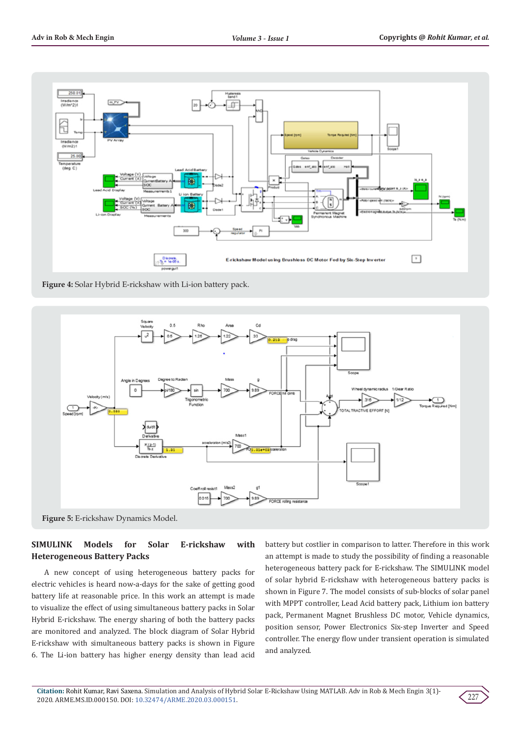Figure 4: Solar Hybrid E-rickshaw with Li-ion battery pack.

Figure 5: E-rickshaw Dynamics Model.

## SIMULINK Models for Solar E-rickshaw with Heterogeneous Battery Packs

A new concept of using heterogeneous battery packs for electric vehicles is heard now-a-days for the sake of getting good battery life at reasonable price. In this work an attempt is made to visualize the effect of using simultaneous battery packs in Solar Hybrid E-rickshaw. The energy sharing of both the battery packs are monitored and analyzed. The block diagram of Solar Hybrid E-rickshaw with simultaneous battery packs is shown in Figure 6. The Li-ion battery has higher energy density than lead acid battery but costlier in comparison to latter. Therefore in this work an attempt is made to study the possibility of finding a reasonable heterogeneous battery pack for E-rickshaw. The SIMULINK model of solar hybrid E-rickshaw with heterogeneous battery packs is shown in Figure 7. The model consists of sub-blocks of solar panel with MPPT controller, Lead Acid battery pack, Lithium ion battery pack, Permanent Magnet Brushless DC motor, Vehicle dynamics, position sensor, Power Electronics Six-step Inverter and Speed controller. The energy flow under transient operation is simulated and analyzed.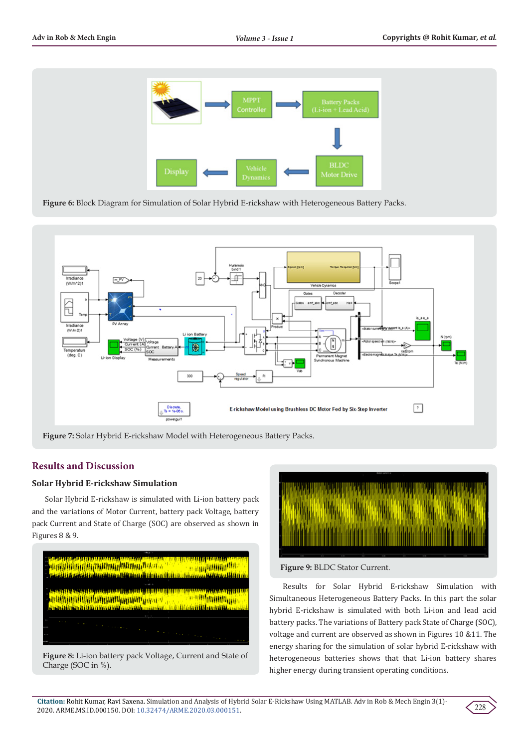Figure 6: Block Diagram for Simulation of Solar Hybrid E-rickshaw with Heterogeneous Battery Packs.

Figure 7: Solar Hybrid E-rickshaw Model with Heterogeneous Battery Packs.

## Results and Discussion

### Solar Hybrid E-rickshaw Simulation

Solar Hybrid E-rickshaw is simulated with Li-ion battery pack and the variations of Motor Current, battery pack Voltage, battery pack Current and State of Charge (SOC) are observed as shown in Figures 8 & 9.

Figure 8: Li-ion battery pack Voltage, Current and State of Charge (SOC in %).

Figure 9: BLDC Stator Current.

Results for Solar Hybrid E-rickshaw Simulation with Simultaneous Heterogeneous Battery Packs. In this part the solar hybrid E-rickshaw is simulated with both Li-ion and lead acid battery packs. The variations of Battery pack State of Charge (SOC), voltage and current are observed as shown in Figures 10 &11. The energy sharing for the simulation of solar hybrid E-rickshaw with heterogeneous batteries shows that that Li-ion battery shares higher energy during transient operating conditions.

**Citation:** Rohit Kumar, Ravi Saxena. Simulation and Analysis of Hybrid Solar E-Rickshaw Using MATLAB. Adv in Rob & Mech Engin 3(1)-2020. ARME.MS.ID.000150. DOI: 10.32474/ARME.2020.03.000151.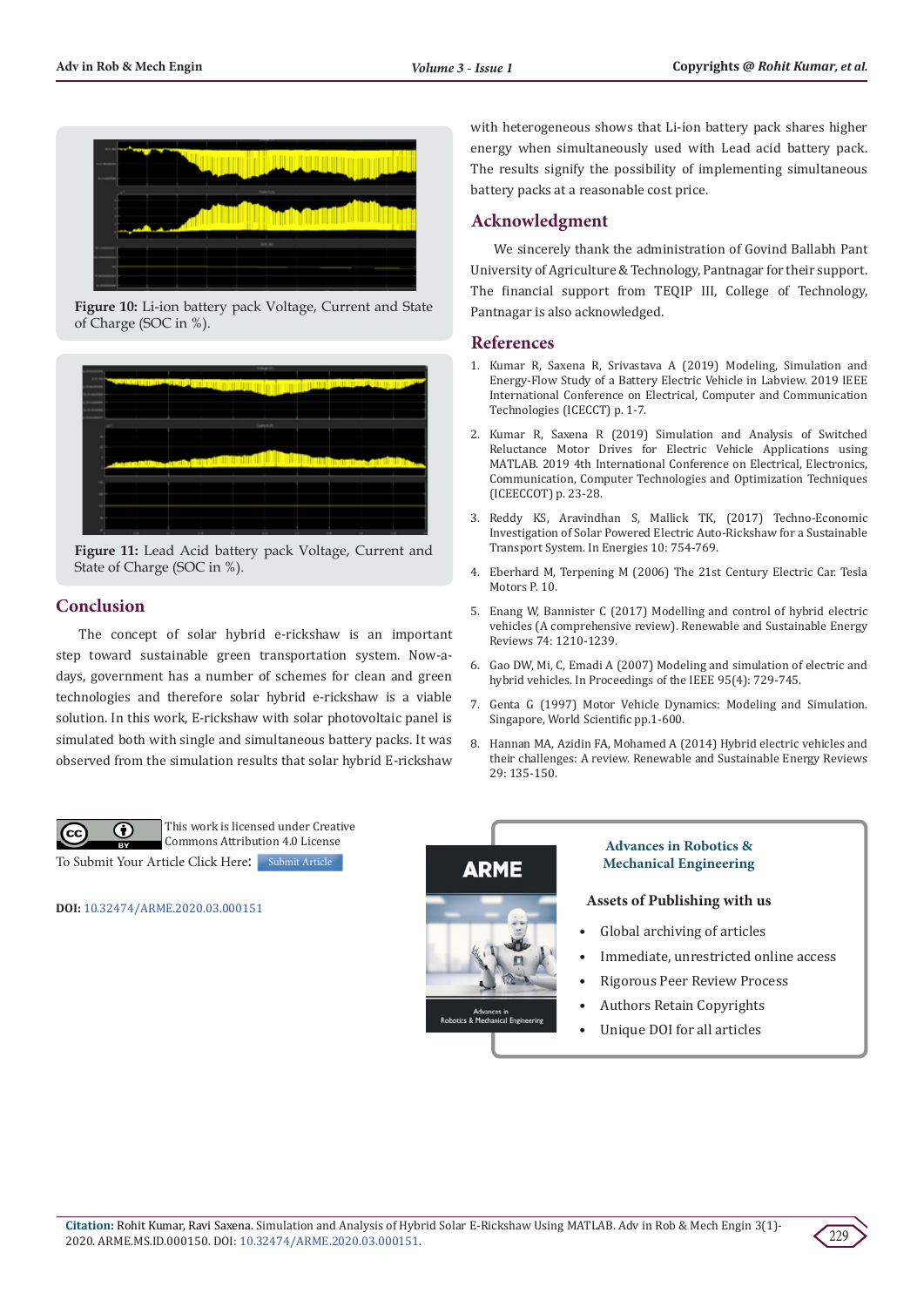Figure 10: Li-ion battery pack Voltage, Current and State of Charge (SOC in %).

Figure 11: Lead Acid battery pack Voltage, Current and State of Charge (SOC in %).

## Conclusion

The concept of solar hybrid e-rickshaw is an important step toward sustainable green transportation system. Now-a-days, government has a number of schemes for clean and green technologies and therefore solar hybrid e-rickshaw is a viable solution. In this work, E-rickshaw with solar photovoltaic panel is simulated both with single and simultaneous battery packs. It was observed from the simulation results that solar hybrid E-rickshaw with heterogeneous shows that Li-ion battery pack shares higher energy when simultaneously used with Lead acid battery pack. The results signify the possibility of implementing simultaneous battery packs at a reasonable cost price.

## Acknowledgment

We sincerely thank the administration of Govind Ballabh Pant University of Agriculture & Technology, Pantnagar for their support. The financial support from TEQIP III, College of Technology, Pantnagar is also acknowledged.

## References

1. Kumar R, Saxena R, Srivastava A (2019) Modeling, Simulation and Energy-Flow Study of a Battery Electric Vehicle in Labview. 2019 IEEE International Conference on Electrical, Computer and Communication Technologies (ICECCT) p. 1-7.
2. Kumar R, Saxena R (2019) Simulation and Analysis of Switched Reluctance Motor Drives for Electric Vehicle Applications using MATLAB. 2019 4th International Conference on Electrical, Electronics, Communication, Computer Technologies and Optimization Techniques (ICEECCOT) p. 23-28.
3. Reddy KS, Aravindhan S, Mallick TK, (2017) Techno-Economic Investigation of Solar Powered Electric Auto-Rickshaw for a Sustainable Transport System. In Energies 10: 754-769.
4. Eberhard M, Terpening M (2006) The 21st Century Electric Car. Tesla Motors P. 10.
5. Enang W, Bannister C (2017) Modelling and control of hybrid electric vehicles (A comprehensive review). Renewable and Sustainable Energy Reviews 74: 1210-1239.
6. Gao DW, Mi, C, Emadi A (2007) Modeling and simulation of electric and hybrid vehicles. In Proceedings of the IEEE 95(4): 729-745.
7. Genta G (1997) Motor Vehicle Dynamics: Modeling and Simulation. Singapore, World Scientific pp.1-600.
8. Hannan MA, Azidin FA, Mohamed A (2014) Hybrid electric vehicles and their challenges: A review. Renewable and Sustainable Energy Reviews 29: 135-150.

This work is licensed under Creative Commons Attribution 4.0 License

To Submit Your Article Click Here: Submit Article

**DOI:** 10.32474/ARME.2020.03.000151

ARME

Advances in Robotics & Mechanical Engineering

**Advances in Robotics & Mechanical Engineering**

**Assets of Publishing with us**

- Global archiving of articles
- Immediate, unrestricted online access
- Rigorous Peer Review Process
- Authors Retain Copyrights
- Unique DOI for all articles

**Citation:** Rohit Kumar, Ravi Saxena. Simulation and Analysis of Hybrid Solar E-Rickshaw Using MATLAB. Adv in Rob & Mech Engin 3(1)-2020. ARME.MS.ID.000150. DOI: 10.32474/ARME.2020.03.000151.